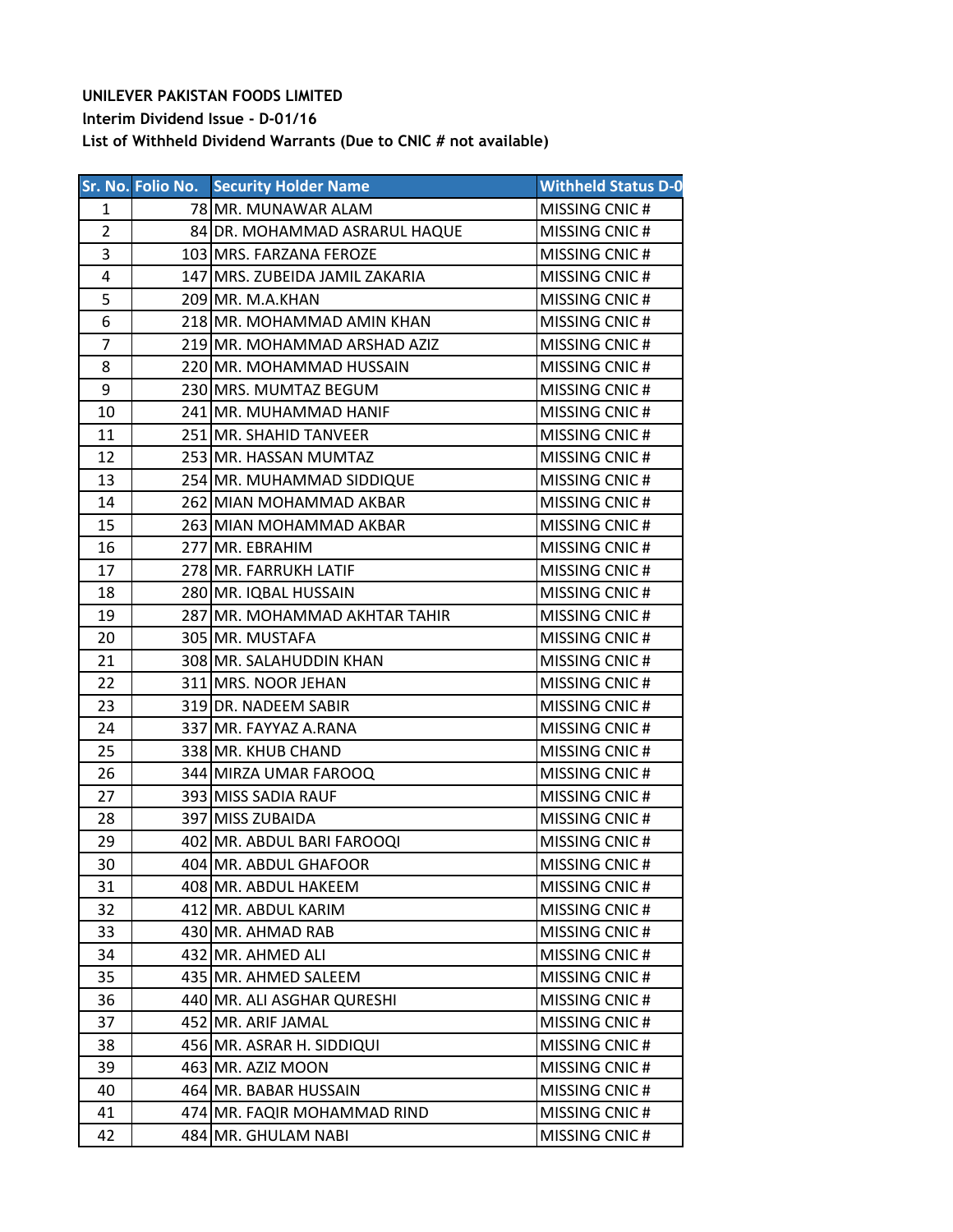**UNILEVER PAKISTAN FOODS LIMITED**

**Interim Dividend Issue - D-01/16**

**List of Withheld Dividend Warrants (Due to CNIC # not available)**

| Sr. No. | Folio No. | Security Holder Name | Withheld Status D-0 |
|---|---|---|---|
| 1 | 78 | MR. MUNAWAR ALAM | MISSING CNIC # |
| 2 | 84 | DR. MOHAMMAD ASRARUL HAQUE | MISSING CNIC # |
| 3 | 103 | MRS. FARZANA FEROZE | MISSING CNIC # |
| 4 | 147 | MRS. ZUBEIDA JAMIL ZAKARIA | MISSING CNIC # |
| 5 | 209 | MR. M.A.KHAN | MISSING CNIC # |
| 6 | 218 | MR. MOHAMMAD AMIN KHAN | MISSING CNIC # |
| 7 | 219 | MR. MOHAMMAD ARSHAD AZIZ | MISSING CNIC # |
| 8 | 220 | MR. MOHAMMAD HUSSAIN | MISSING CNIC # |
| 9 | 230 | MRS. MUMTAZ BEGUM | MISSING CNIC # |
| 10 | 241 | MR. MUHAMMAD HANIF | MISSING CNIC # |
| 11 | 251 | MR. SHAHID TANVEER | MISSING CNIC # |
| 12 | 253 | MR. HASSAN MUMTAZ | MISSING CNIC # |
| 13 | 254 | MR. MUHAMMAD SIDDIQUE | MISSING CNIC # |
| 14 | 262 | MIAN MOHAMMAD AKBAR | MISSING CNIC # |
| 15 | 263 | MIAN MOHAMMAD AKBAR | MISSING CNIC # |
| 16 | 277 | MR. EBRAHIM | MISSING CNIC # |
| 17 | 278 | MR. FARRUKH LATIF | MISSING CNIC # |
| 18 | 280 | MR. IQBAL HUSSAIN | MISSING CNIC # |
| 19 | 287 | MR. MOHAMMAD AKHTAR TAHIR | MISSING CNIC # |
| 20 | 305 | MR. MUSTAFA | MISSING CNIC # |
| 21 | 308 | MR. SALAHUDDIN KHAN | MISSING CNIC # |
| 22 | 311 | MRS. NOOR JEHAN | MISSING CNIC # |
| 23 | 319 | DR. NADEEM SABIR | MISSING CNIC # |
| 24 | 337 | MR. FAYYAZ A.RANA | MISSING CNIC # |
| 25 | 338 | MR. KHUB CHAND | MISSING CNIC # |
| 26 | 344 | MIRZA UMAR FAROOQ | MISSING CNIC # |
| 27 | 393 | MISS SADIA RAUF | MISSING CNIC # |
| 28 | 397 | MISS ZUBAIDA | MISSING CNIC # |
| 29 | 402 | MR. ABDUL BARI FAROOQI | MISSING CNIC # |
| 30 | 404 | MR. ABDUL GHAFOOR | MISSING CNIC # |
| 31 | 408 | MR. ABDUL HAKEEM | MISSING CNIC # |
| 32 | 412 | MR. ABDUL KARIM | MISSING CNIC # |
| 33 | 430 | MR. AHMAD RAB | MISSING CNIC # |
| 34 | 432 | MR. AHMED ALI | MISSING CNIC # |
| 35 | 435 | MR. AHMED SALEEM | MISSING CNIC # |
| 36 | 440 | MR. ALI ASGHAR QURESHI | MISSING CNIC # |
| 37 | 452 | MR. ARIF JAMAL | MISSING CNIC # |
| 38 | 456 | MR. ASRAR H. SIDDIQUI | MISSING CNIC # |
| 39 | 463 | MR. AZIZ MOON | MISSING CNIC # |
| 40 | 464 | MR. BABAR HUSSAIN | MISSING CNIC # |
| 41 | 474 | MR. FAQIR MOHAMMAD RIND | MISSING CNIC # |
| 42 | 484 | MR. GHULAM NABI | MISSING CNIC # |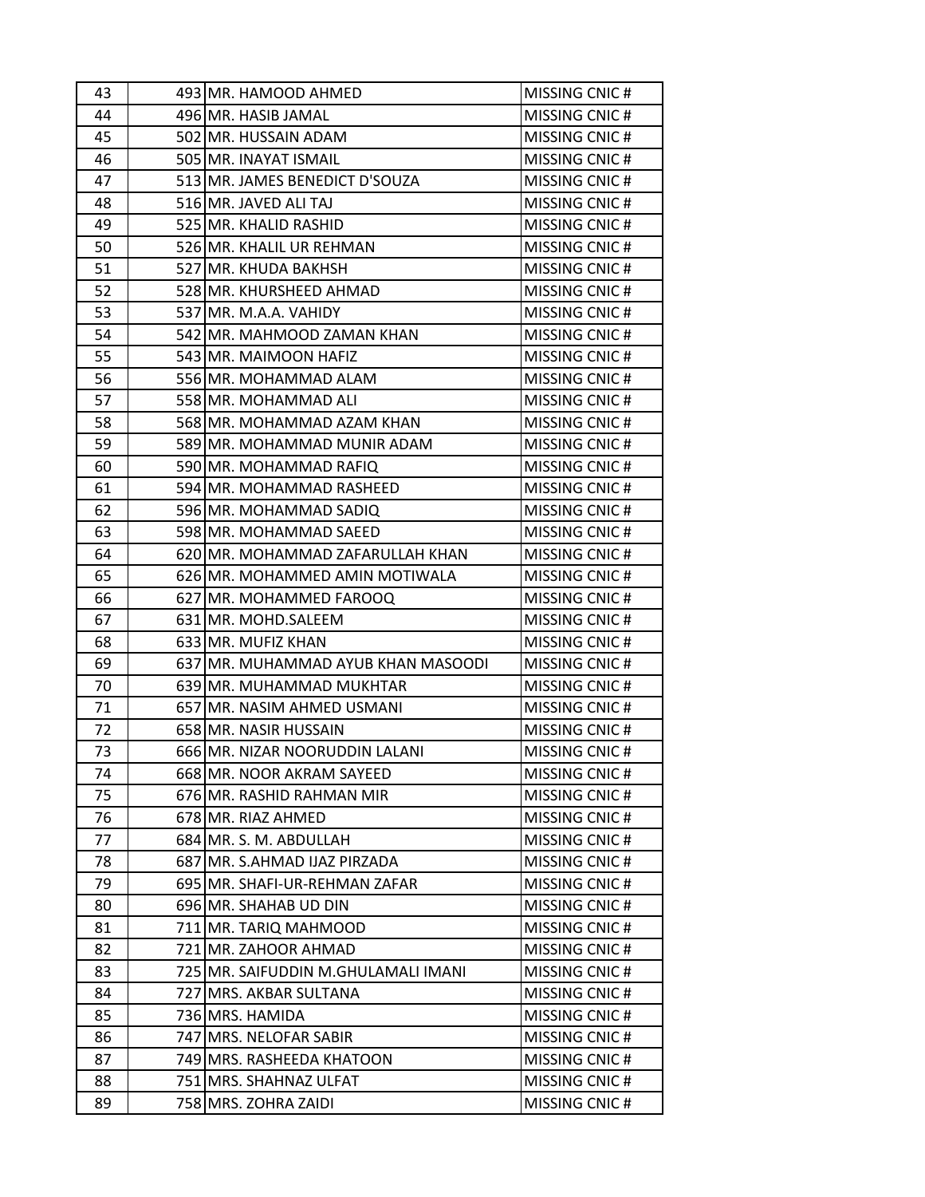| | | | |
|---|---|---|---|
| 43 | 493 | MR. HAMOOD AHMED | MISSING CNIC # |
| 44 | 496 | MR. HASIB JAMAL | MISSING CNIC # |
| 45 | 502 | MR. HUSSAIN ADAM | MISSING CNIC # |
| 46 | 505 | MR. INAYAT ISMAIL | MISSING CNIC # |
| 47 | 513 | MR. JAMES BENEDICT D'SOUZA | MISSING CNIC # |
| 48 | 516 | MR. JAVED ALI TAJ | MISSING CNIC # |
| 49 | 525 | MR. KHALID RASHID | MISSING CNIC # |
| 50 | 526 | MR. KHALIL UR REHMAN | MISSING CNIC # |
| 51 | 527 | MR. KHUDA BAKHSH | MISSING CNIC # |
| 52 | 528 | MR. KHURSHEED AHMAD | MISSING CNIC # |
| 53 | 537 | MR. M.A.A. VAHIDY | MISSING CNIC # |
| 54 | 542 | MR. MAHMOOD ZAMAN KHAN | MISSING CNIC # |
| 55 | 543 | MR. MAIMOON HAFIZ | MISSING CNIC # |
| 56 | 556 | MR. MOHAMMAD ALAM | MISSING CNIC # |
| 57 | 558 | MR. MOHAMMAD ALI | MISSING CNIC # |
| 58 | 568 | MR. MOHAMMAD AZAM KHAN | MISSING CNIC # |
| 59 | 589 | MR. MOHAMMAD MUNIR ADAM | MISSING CNIC # |
| 60 | 590 | MR. MOHAMMAD RAFIQ | MISSING CNIC # |
| 61 | 594 | MR. MOHAMMAD RASHEED | MISSING CNIC # |
| 62 | 596 | MR. MOHAMMAD SADIQ | MISSING CNIC # |
| 63 | 598 | MR. MOHAMMAD SAEED | MISSING CNIC # |
| 64 | 620 | MR. MOHAMMAD ZAFARULLAH KHAN | MISSING CNIC # |
| 65 | 626 | MR. MOHAMMED AMIN MOTIWALA | MISSING CNIC # |
| 66 | 627 | MR. MOHAMMED FAROOQ | MISSING CNIC # |
| 67 | 631 | MR. MOHD.SALEEM | MISSING CNIC # |
| 68 | 633 | MR. MUFIZ KHAN | MISSING CNIC # |
| 69 | 637 | MR. MUHAMMAD AYUB KHAN MASOODI | MISSING CNIC # |
| 70 | 639 | MR. MUHAMMAD MUKHTAR | MISSING CNIC # |
| 71 | 657 | MR. NASIM AHMED USMANI | MISSING CNIC # |
| 72 | 658 | MR. NASIR HUSSAIN | MISSING CNIC # |
| 73 | 666 | MR. NIZAR NOORUDDIN LALANI | MISSING CNIC # |
| 74 | 668 | MR. NOOR AKRAM SAYEED | MISSING CNIC # |
| 75 | 676 | MR. RASHID RAHMAN MIR | MISSING CNIC # |
| 76 | 678 | MR. RIAZ AHMED | MISSING CNIC # |
| 77 | 684 | MR. S. M. ABDULLAH | MISSING CNIC # |
| 78 | 687 | MR. S.AHMAD IJAZ PIRZADA | MISSING CNIC # |
| 79 | 695 | MR. SHAFI-UR-REHMAN ZAFAR | MISSING CNIC # |
| 80 | 696 | MR. SHAHAB UD DIN | MISSING CNIC # |
| 81 | 711 | MR. TARIQ MAHMOOD | MISSING CNIC # |
| 82 | 721 | MR. ZAHOOR AHMAD | MISSING CNIC # |
| 83 | 725 | MR. SAIFUDDIN M.GHULAMALI IMANI | MISSING CNIC # |
| 84 | 727 | MRS. AKBAR SULTANA | MISSING CNIC # |
| 85 | 736 | MRS. HAMIDA | MISSING CNIC # |
| 86 | 747 | MRS. NELOFAR SABIR | MISSING CNIC # |
| 87 | 749 | MRS. RASHEEDA KHATOON | MISSING CNIC # |
| 88 | 751 | MRS. SHAHNAZ ULFAT | MISSING CNIC # |
| 89 | 758 | MRS. ZOHRA ZAIDI | MISSING CNIC # |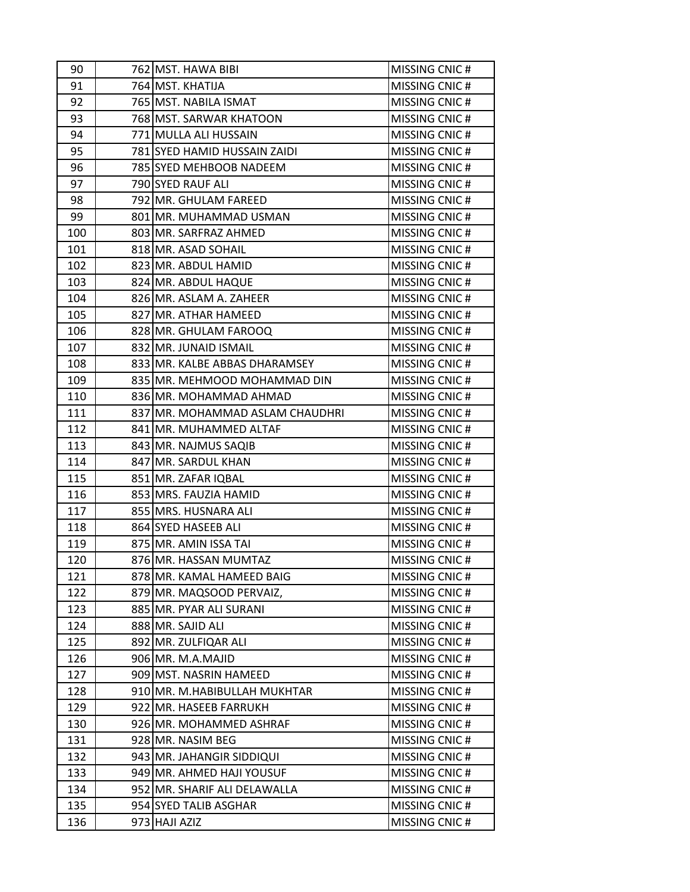| | | | |
|---|---|---|---|
| 90 | 762 | MST. HAWA BIBI | MISSING CNIC # |
| 91 | 764 | MST. KHATIJA | MISSING CNIC # |
| 92 | 765 | MST. NABILA ISMAT | MISSING CNIC # |
| 93 | 768 | MST. SARWAR KHATOON | MISSING CNIC # |
| 94 | 771 | MULLA ALI HUSSAIN | MISSING CNIC # |
| 95 | 781 | SYED HAMID HUSSAIN ZAIDI | MISSING CNIC # |
| 96 | 785 | SYED MEHBOOB NADEEM | MISSING CNIC # |
| 97 | 790 | SYED RAUF ALI | MISSING CNIC # |
| 98 | 792 | MR. GHULAM FAREED | MISSING CNIC # |
| 99 | 801 | MR. MUHAMMAD USMAN | MISSING CNIC # |
| 100 | 803 | MR. SARFRAZ AHMED | MISSING CNIC # |
| 101 | 818 | MR. ASAD SOHAIL | MISSING CNIC # |
| 102 | 823 | MR. ABDUL HAMID | MISSING CNIC # |
| 103 | 824 | MR. ABDUL HAQUE | MISSING CNIC # |
| 104 | 826 | MR. ASLAM A. ZAHEER | MISSING CNIC # |
| 105 | 827 | MR. ATHAR HAMEED | MISSING CNIC # |
| 106 | 828 | MR. GHULAM FAROOQ | MISSING CNIC # |
| 107 | 832 | MR. JUNAID ISMAIL | MISSING CNIC # |
| 108 | 833 | MR. KALBE ABBAS DHARAMSEY | MISSING CNIC # |
| 109 | 835 | MR. MEHMOOD MOHAMMAD DIN | MISSING CNIC # |
| 110 | 836 | MR. MOHAMMAD AHMAD | MISSING CNIC # |
| 111 | 837 | MR. MOHAMMAD ASLAM CHAUDHRI | MISSING CNIC # |
| 112 | 841 | MR. MUHAMMED ALTAF | MISSING CNIC # |
| 113 | 843 | MR. NAJMUS SAQIB | MISSING CNIC # |
| 114 | 847 | MR. SARDUL KHAN | MISSING CNIC # |
| 115 | 851 | MR. ZAFAR IQBAL | MISSING CNIC # |
| 116 | 853 | MRS. FAUZIA HAMID | MISSING CNIC # |
| 117 | 855 | MRS. HUSNARA ALI | MISSING CNIC # |
| 118 | 864 | SYED HASEEB ALI | MISSING CNIC # |
| 119 | 875 | MR. AMIN ISSA TAI | MISSING CNIC # |
| 120 | 876 | MR. HASSAN MUMTAZ | MISSING CNIC # |
| 121 | 878 | MR. KAMAL HAMEED BAIG | MISSING CNIC # |
| 122 | 879 | MR. MAQSOOD PERVAIZ, | MISSING CNIC # |
| 123 | 885 | MR. PYAR ALI SURANI | MISSING CNIC # |
| 124 | 888 | MR. SAJID ALI | MISSING CNIC # |
| 125 | 892 | MR. ZULFIQAR ALI | MISSING CNIC # |
| 126 | 906 | MR. M.A.MAJID | MISSING CNIC # |
| 127 | 909 | MST. NASRIN HAMEED | MISSING CNIC # |
| 128 | 910 | MR. M.HABIBULLAH MUKHTAR | MISSING CNIC # |
| 129 | 922 | MR. HASEEB FARRUKH | MISSING CNIC # |
| 130 | 926 | MR. MOHAMMED ASHRAF | MISSING CNIC # |
| 131 | 928 | MR. NASIM BEG | MISSING CNIC # |
| 132 | 943 | MR. JAHANGIR SIDDIQUI | MISSING CNIC # |
| 133 | 949 | MR. AHMED HAJI YOUSUF | MISSING CNIC # |
| 134 | 952 | MR. SHARIF ALI DELAWALLA | MISSING CNIC # |
| 135 | 954 | SYED TALIB ASGHAR | MISSING CNIC # |
| 136 | 973 | HAJI AZIZ | MISSING CNIC # |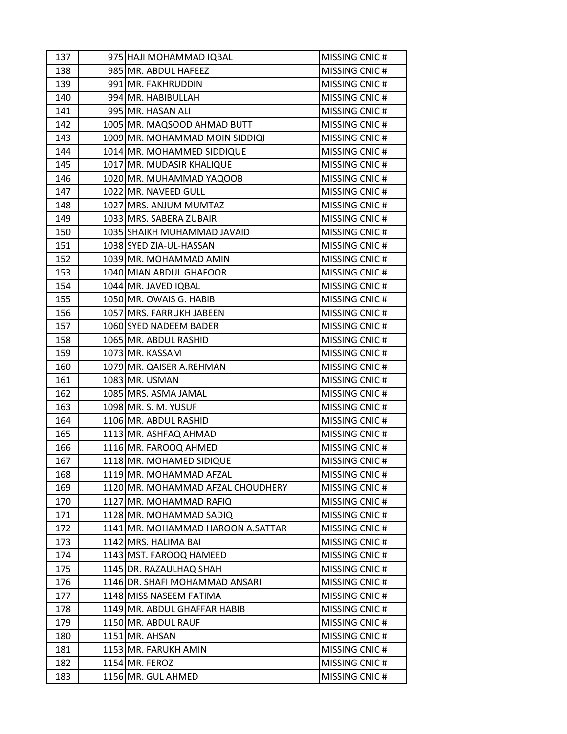| | | | |
|---|---|---|---|
| 137 | 975 | HAJI MOHAMMAD IQBAL | MISSING CNIC # |
| 138 | 985 | MR. ABDUL HAFEEZ | MISSING CNIC # |
| 139 | 991 | MR. FAKHRUDDIN | MISSING CNIC # |
| 140 | 994 | MR. HABIBULLAH | MISSING CNIC # |
| 141 | 995 | MR. HASAN ALI | MISSING CNIC # |
| 142 | 1005 | MR. MAQSOOD AHMAD BUTT | MISSING CNIC # |
| 143 | 1009 | MR. MOHAMMAD MOIN SIDDIQI | MISSING CNIC # |
| 144 | 1014 | MR. MOHAMMED SIDDIQUE | MISSING CNIC # |
| 145 | 1017 | MR. MUDASIR KHALIQUE | MISSING CNIC # |
| 146 | 1020 | MR. MUHAMMAD YAQOOB | MISSING CNIC # |
| 147 | 1022 | MR. NAVEED GULL | MISSING CNIC # |
| 148 | 1027 | MRS. ANJUM MUMTAZ | MISSING CNIC # |
| 149 | 1033 | MRS. SABERA ZUBAIR | MISSING CNIC # |
| 150 | 1035 | SHAIKH MUHAMMAD JAVAID | MISSING CNIC # |
| 151 | 1038 | SYED ZIA-UL-HASSAN | MISSING CNIC # |
| 152 | 1039 | MR. MOHAMMAD AMIN | MISSING CNIC # |
| 153 | 1040 | MIAN ABDUL GHAFOOR | MISSING CNIC # |
| 154 | 1044 | MR. JAVED IQBAL | MISSING CNIC # |
| 155 | 1050 | MR. OWAIS G. HABIB | MISSING CNIC # |
| 156 | 1057 | MRS. FARRUKH JABEEN | MISSING CNIC # |
| 157 | 1060 | SYED NADEEM BADER | MISSING CNIC # |
| 158 | 1065 | MR. ABDUL RASHID | MISSING CNIC # |
| 159 | 1073 | MR. KASSAM | MISSING CNIC # |
| 160 | 1079 | MR. QAISER A.REHMAN | MISSING CNIC # |
| 161 | 1083 | MR. USMAN | MISSING CNIC # |
| 162 | 1085 | MRS. ASMA JAMAL | MISSING CNIC # |
| 163 | 1098 | MR. S. M. YUSUF | MISSING CNIC # |
| 164 | 1106 | MR. ABDUL RASHID | MISSING CNIC # |
| 165 | 1113 | MR. ASHFAQ AHMAD | MISSING CNIC # |
| 166 | 1116 | MR. FAROOQ AHMED | MISSING CNIC # |
| 167 | 1118 | MR. MOHAMED SIDIQUE | MISSING CNIC # |
| 168 | 1119 | MR. MOHAMMAD AFZAL | MISSING CNIC # |
| 169 | 1120 | MR. MOHAMMAD AFZAL CHOUDHERY | MISSING CNIC # |
| 170 | 1127 | MR. MOHAMMAD RAFIQ | MISSING CNIC # |
| 171 | 1128 | MR. MOHAMMAD SADIQ | MISSING CNIC # |
| 172 | 1141 | MR. MOHAMMAD HAROON A.SATTAR | MISSING CNIC # |
| 173 | 1142 | MRS. HALIMA BAI | MISSING CNIC # |
| 174 | 1143 | MST. FAROOQ HAMEED | MISSING CNIC # |
| 175 | 1145 | DR. RAZAULHAQ SHAH | MISSING CNIC # |
| 176 | 1146 | DR. SHAFI MOHAMMAD ANSARI | MISSING CNIC # |
| 177 | 1148 | MISS NASEEM FATIMA | MISSING CNIC # |
| 178 | 1149 | MR. ABDUL GHAFFAR HABIB | MISSING CNIC # |
| 179 | 1150 | MR. ABDUL RAUF | MISSING CNIC # |
| 180 | 1151 | MR. AHSAN | MISSING CNIC # |
| 181 | 1153 | MR. FARUKH AMIN | MISSING CNIC # |
| 182 | 1154 | MR. FEROZ | MISSING CNIC # |
| 183 | 1156 | MR. GUL AHMED | MISSING CNIC # |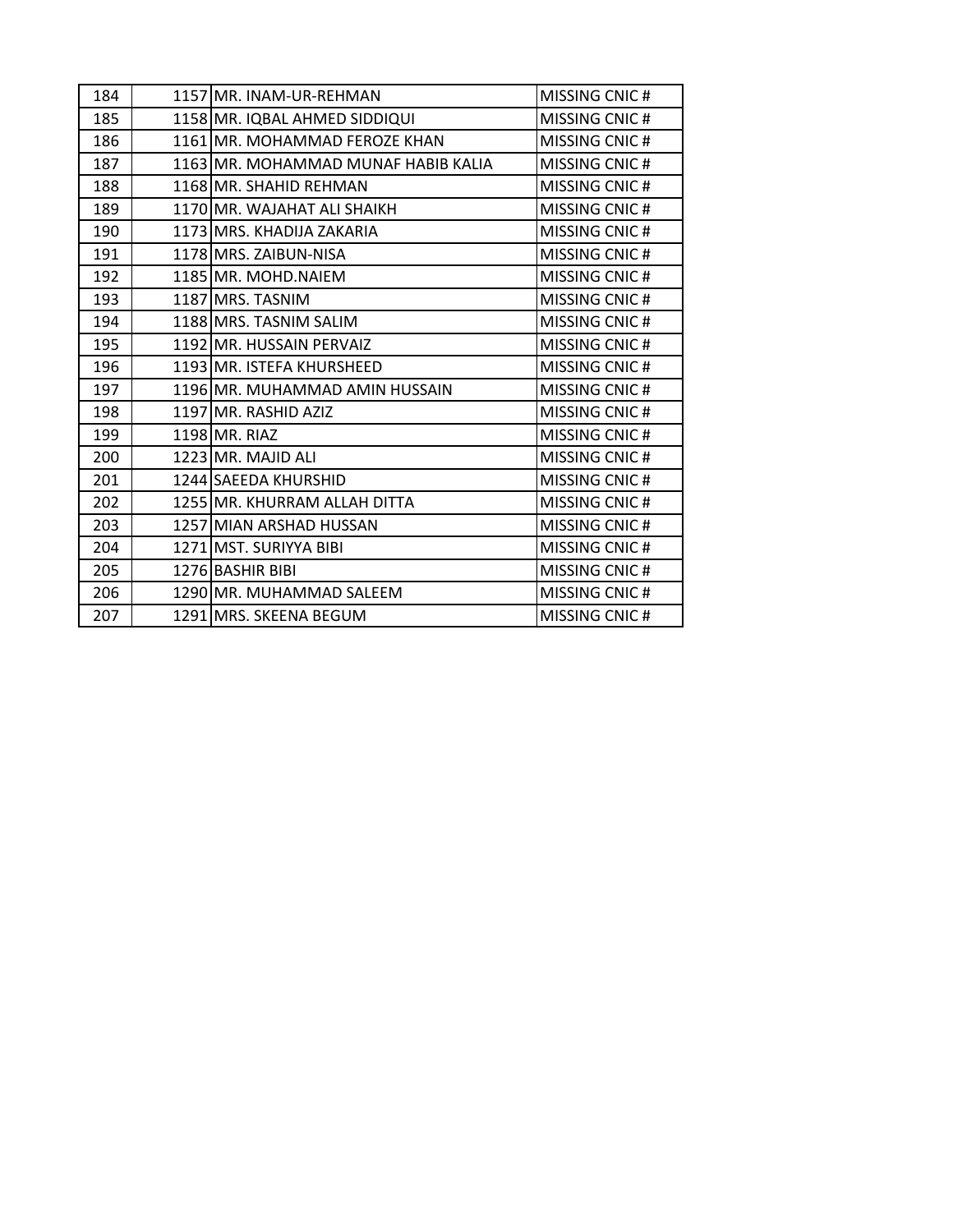| | | | |
|---|---|---|---|
| 184 | 1157 | MR. INAM-UR-REHMAN | MISSING CNIC # |
| 185 | 1158 | MR. IQBAL AHMED SIDDIQUI | MISSING CNIC # |
| 186 | 1161 | MR. MOHAMMAD FEROZE KHAN | MISSING CNIC # |
| 187 | 1163 | MR. MOHAMMAD MUNAF HABIB KALIA | MISSING CNIC # |
| 188 | 1168 | MR. SHAHID REHMAN | MISSING CNIC # |
| 189 | 1170 | MR. WAJAHAT ALI SHAIKH | MISSING CNIC # |
| 190 | 1173 | MRS. KHADIJA ZAKARIA | MISSING CNIC # |
| 191 | 1178 | MRS. ZAIBUN-NISA | MISSING CNIC # |
| 192 | 1185 | MR. MOHD.NAIEM | MISSING CNIC # |
| 193 | 1187 | MRS. TASNIM | MISSING CNIC # |
| 194 | 1188 | MRS. TASNIM SALIM | MISSING CNIC # |
| 195 | 1192 | MR. HUSSAIN PERVAIZ | MISSING CNIC # |
| 196 | 1193 | MR. ISTEFA KHURSHEED | MISSING CNIC # |
| 197 | 1196 | MR. MUHAMMAD AMIN HUSSAIN | MISSING CNIC # |
| 198 | 1197 | MR. RASHID AZIZ | MISSING CNIC # |
| 199 | 1198 | MR. RIAZ | MISSING CNIC # |
| 200 | 1223 | MR. MAJID ALI | MISSING CNIC # |
| 201 | 1244 | SAEEDA KHURSHID | MISSING CNIC # |
| 202 | 1255 | MR. KHURRAM ALLAH DITTA | MISSING CNIC # |
| 203 | 1257 | MIAN ARSHAD HUSSAN | MISSING CNIC # |
| 204 | 1271 | MST. SURIYYA BIBI | MISSING CNIC # |
| 205 | 1276 | BASHIR BIBI | MISSING CNIC # |
| 206 | 1290 | MR. MUHAMMAD SALEEM | MISSING CNIC # |
| 207 | 1291 | MRS. SKEENA BEGUM | MISSING CNIC # |